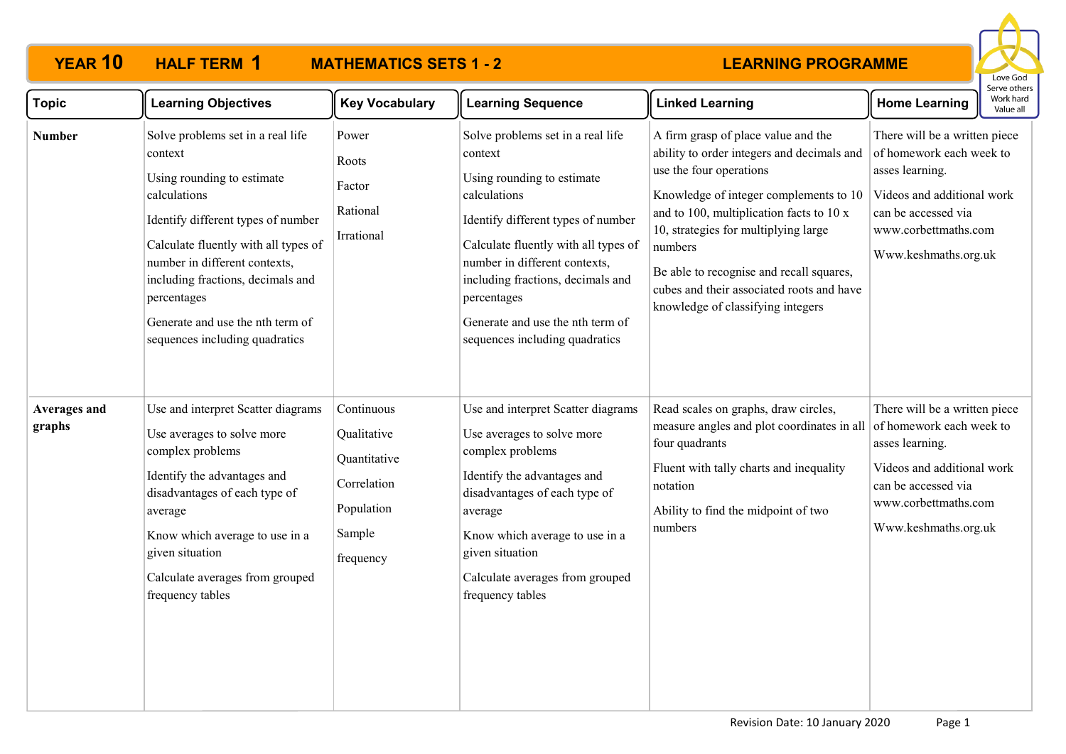# YEAR 10 HALF TERM 1 MATHEMATICS SETS 1 - 2 LEARNING PROGRAMME

Love God
Serve others
Work hard
Value all

| Topic | Learning Objectives | Key Vocabulary | Learning Sequence | Linked Learning | Home Learning |
|---|---|---|---|---|---|
| **Number** | Solve problems set in a real life context<br><br>Using rounding to estimate calculations<br><br>Identify different types of number<br><br>Calculate fluently with all types of number in different contexts, including fractions, decimals and percentages<br><br>Generate and use the nth term of sequences including quadratics | Power<br><br>Roots<br><br>Factor<br><br>Rational<br><br>Irrational | Solve problems set in a real life context<br><br>Using rounding to estimate calculations<br><br>Identify different types of number<br><br>Calculate fluently with all types of number in different contexts, including fractions, decimals and percentages<br><br>Generate and use the nth term of sequences including quadratics | A firm grasp of place value and the ability to order integers and decimals and use the four operations<br><br>Knowledge of integer complements to 10 and to 100, multiplication facts to 10 x 10, strategies for multiplying large numbers<br><br>Be able to recognise and recall squares, cubes and their associated roots and have knowledge of classifying integers | There will be a written piece of homework each week to asses learning.<br><br>Videos and additional work can be accessed via www.corbettmaths.com<br><br>Www.keshmaths.org.uk |
| **Averages and graphs** | Use and interpret Scatter diagrams<br><br>Use averages to solve more complex problems<br><br>Identify the advantages and disadvantages of each type of average<br><br>Know which average to use in a given situation<br><br>Calculate averages from grouped frequency tables | Continuous<br><br>Qualitative<br><br>Quantitative<br><br>Correlation<br><br>Population<br><br>Sample<br><br>frequency | Use and interpret Scatter diagrams<br><br>Use averages to solve more complex problems<br><br>Identify the advantages and disadvantages of each type of average<br><br>Know which average to use in a given situation<br><br>Calculate averages from grouped frequency tables | Read scales on graphs, draw circles, measure angles and plot coordinates in all four quadrants<br><br>Fluent with tally charts and inequality notation<br><br>Ability to find the midpoint of two numbers | There will be a written piece of homework each week to asses learning.<br><br>Videos and additional work can be accessed via www.corbettmaths.com<br><br>Www.keshmaths.org.uk |

Revision Date: 10 January 2020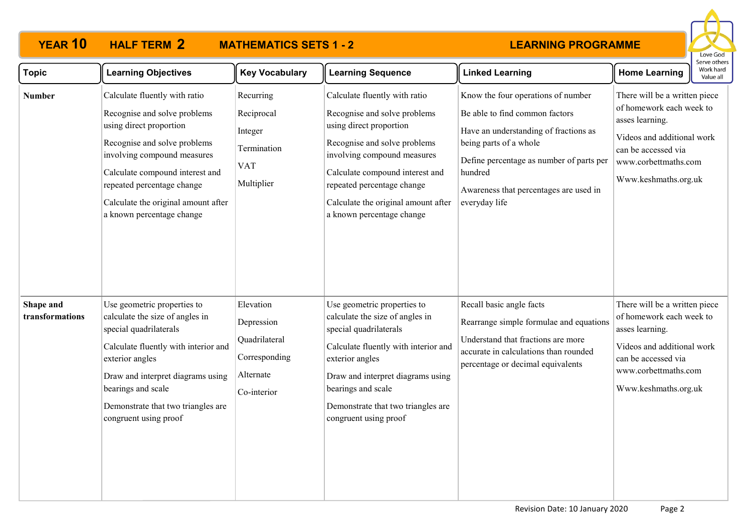# YEAR 10 HALF TERM 2 MATHEMATICS SETS 1 - 2 LEARNING PROGRAMME

Love God
Serve others
Work hard
Value all

| Topic | Learning Objectives | Key Vocabulary | Learning Sequence | Linked Learning | Home Learning |
|---|---|---|---|---|---|
| **Number** | Calculate fluently with ratio<br><br>Recognise and solve problems using direct proportion<br><br>Recognise and solve problems involving compound measures<br><br>Calculate compound interest and repeated percentage change<br><br>Calculate the original amount after a known percentage change | Recurring<br><br>Reciprocal<br><br>Integer<br><br>Termination<br><br>VAT<br><br>Multiplier | Calculate fluently with ratio<br><br>Recognise and solve problems using direct proportion<br><br>Recognise and solve problems involving compound measures<br><br>Calculate compound interest and repeated percentage change<br><br>Calculate the original amount after a known percentage change | Know the four operations of number<br><br>Be able to find common factors<br><br>Have an understanding of fractions as being parts of a whole<br><br>Define percentage as number of parts per hundred<br><br>Awareness that percentages are used in everyday life | There will be a written piece of homework each week to asses learning.<br><br>Videos and additional work can be accessed via www.corbettmaths.com<br><br>Www.keshmaths.org.uk |
| **Shape and transformations** | Use geometric properties to calculate the size of angles in special quadrilaterals<br><br>Calculate fluently with interior and exterior angles<br><br>Draw and interpret diagrams using bearings and scale<br><br>Demonstrate that two triangles are congruent using proof | Elevation<br><br>Depression<br><br>Quadrilateral<br><br>Corresponding<br><br>Alternate<br><br>Co-interior | Use geometric properties to calculate the size of angles in special quadrilaterals<br><br>Calculate fluently with interior and exterior angles<br><br>Draw and interpret diagrams using bearings and scale<br><br>Demonstrate that two triangles are congruent using proof | Recall basic angle facts<br><br>Rearrange simple formulae and equations<br><br>Understand that fractions are more accurate in calculations than rounded percentage or decimal equivalents | There will be a written piece of homework each week to asses learning.<br><br>Videos and additional work can be accessed via www.corbettmaths.com<br><br>Www.keshmaths.org.uk |

Revision Date: 10 January 2020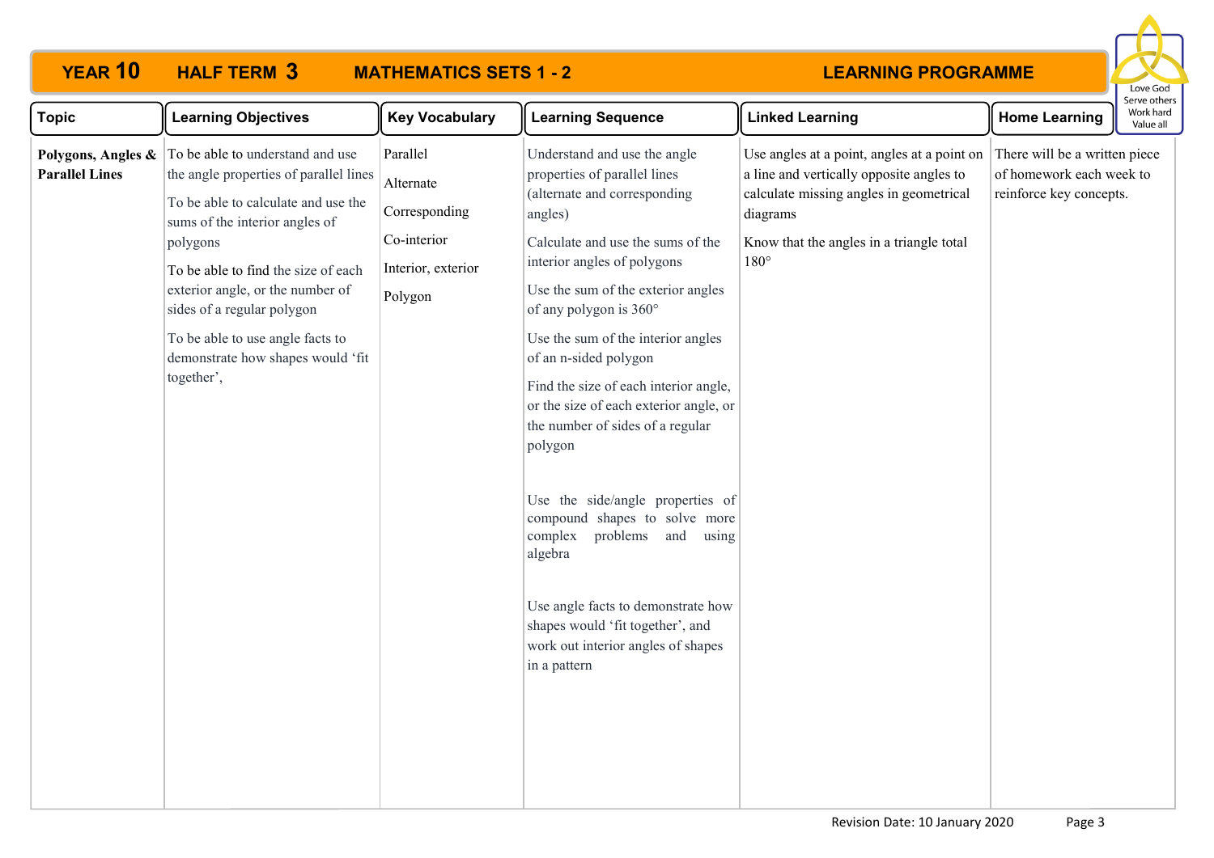# YEAR 10 HALF TERM 3 MATHEMATICS SETS 1 - 2 LEARNING PROGRAMME

| Topic | Learning Objectives | Key Vocabulary | Learning Sequence | Linked Learning | Home Learning |
|---|---|---|---|---|---|
| **Polygons, Angles & Parallel Lines** | To be able to understand and use the angle properties of parallel lines<br><br>To be able to calculate and use the sums of the interior angles of polygons<br><br>To be able to find the size of each exterior angle, or the number of sides of a regular polygon<br><br>To be able to use angle facts to demonstrate how shapes would 'fit together', | Parallel<br><br>Alternate<br><br>Corresponding<br><br>Co-interior<br><br>Interior, exterior<br><br>Polygon | Understand and use the angle properties of parallel lines (alternate and corresponding angles)<br><br>Calculate and use the sums of the interior angles of polygons<br><br>Use the sum of the exterior angles of any polygon is 360°<br><br>Use the sum of the interior angles of an n-sided polygon<br><br>Find the size of each interior angle, or the size of each exterior angle, or the number of sides of a regular polygon<br><br>Use the side/angle properties of compound shapes to solve more complex problems and using algebra<br><br>Use angle facts to demonstrate how shapes would 'fit together', and work out interior angles of shapes in a pattern | Use angles at a point, angles at a point on a line and vertically opposite angles to calculate missing angles in geometrical diagrams<br><br>Know that the angles in a triangle total 180° | There will be a written piece of homework each week to reinforce key concepts. |

Revision Date: 10 January 2020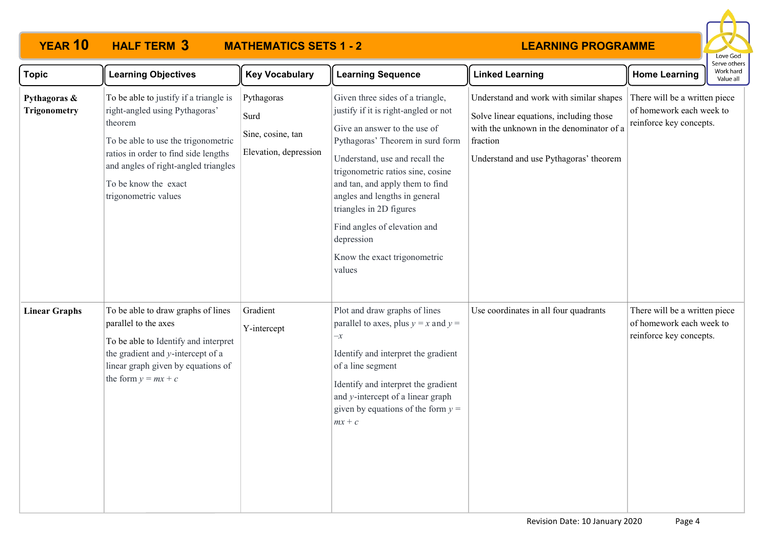# YEAR 10 HALF TERM 3 MATHEMATICS SETS 1 - 2 LEARNING PROGRAMME

Love God
Serve others
Work hard
Value all

| Topic | Learning Objectives | Key Vocabulary | Learning Sequence | Linked Learning | Home Learning |
|---|---|---|---|---|---|
| **Pythagoras & Trigonometry** | To be able to justify if a triangle is right-angled using Pythagoras' theorem<br><br>To be able to use the trigonometric ratios in order to find side lengths and angles of right-angled triangles<br><br>To be know the exact trigonometric values | Pythagoras<br><br>Surd<br><br>Sine, cosine, tan<br><br>Elevation, depression | Given three sides of a triangle, justify if it is right-angled or not<br><br>Give an answer to the use of Pythagoras' Theorem in surd form<br><br>Understand, use and recall the trigonometric ratios sine, cosine and tan, and apply them to find angles and lengths in general triangles in 2D figures<br><br>Find angles of elevation and depression<br><br>Know the exact trigonometric values | Understand and work with similar shapes<br><br>Solve linear equations, including those with the unknown in the denominator of a fraction<br><br>Understand and use Pythagoras' theorem | There will be a written piece of homework each week to reinforce key concepts. |
| **Linear Graphs** | To be able to draw graphs of lines parallel to the axes<br><br>To be able to Identify and interpret the gradient and $y$-intercept of a linear graph given by equations of the form $y = mx + c$ | Gradient<br><br>Y-intercept | Plot and draw graphs of lines parallel to axes, plus $y = x$ and $y = -x$<br><br>Identify and interpret the gradient of a line segment<br><br>Identify and interpret the gradient and $y$-intercept of a linear graph given by equations of the form $y = mx + c$ | Use coordinates in all four quadrants | There will be a written piece of homework each week to reinforce key concepts. |

Revision Date: 10 January 2020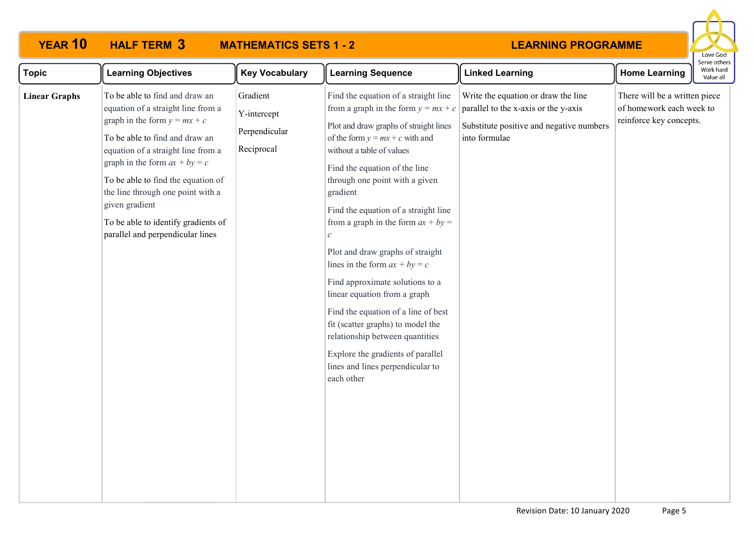# YEAR 10 HALF TERM 3 MATHEMATICS SETS 1 - 2 LEARNING PROGRAMME

| Topic | Learning Objectives | Key Vocabulary | Learning Sequence | Linked Learning | Home Learning |
|---|---|---|---|---|---|
| **Linear Graphs** | To be able to find and draw an equation of a straight line from a graph in the form $y = mx + c$<br><br>To be able to find and draw an equation of a straight line from a graph in the form $ax + by = c$<br><br>To be able to find the equation of the line through one point with a given gradient<br><br>To be able to identify gradients of parallel and perpendicular lines | Gradient<br><br>Y-intercept<br><br>Perpendicular<br><br>Reciprocal | Find the equation of a straight line from a graph in the form $y = mx + c$<br><br>Plot and draw graphs of straight lines of the form $y = mx + c$ with and without a table of values<br><br>Find the equation of the line through one point with a given gradient<br><br>Find the equation of a straight line from a graph in the form $ax + by = c$<br><br>Plot and draw graphs of straight lines in the form $ax + by = c$<br><br>Find approximate solutions to a linear equation from a graph<br><br>Find the equation of a line of best fit (scatter graphs) to model the relationship between quantities<br><br>Explore the gradients of parallel lines and lines perpendicular to each other | Write the equation or draw the line parallel to the x-axis or the y-axis<br><br>Substitute positive and negative numbers into formulae | There will be a written piece of homework each week to reinforce key concepts. |

Revision Date: 10 January 2020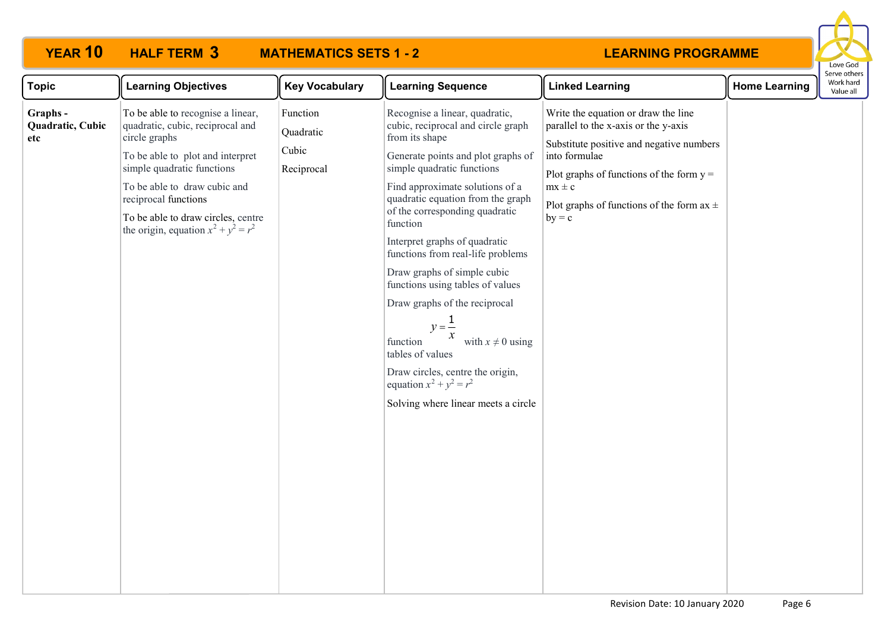# YEAR 10 HALF TERM 3 MATHEMATICS SETS 1 - 2 LEARNING PROGRAMME

Love God
Serve others
Work hard
Value all

| Topic | Learning Objectives | Key Vocabulary | Learning Sequence | Linked Learning | Home Learning |
|---|---|---|---|---|---|
| **Graphs - Quadratic, Cubic etc** | To be able to recognise a linear, quadratic, cubic, reciprocal and circle graphs<br><br>To be able to plot and interpret simple quadratic functions<br><br>To be able to draw cubic and reciprocal functions<br><br>To be able to draw circles, centre the origin, equation $x^2 + y^2 = r^2$ | Function<br><br>Quadratic<br><br>Cubic<br><br>Reciprocal | Recognise a linear, quadratic, cubic, reciprocal and circle graph from its shape<br><br>Generate points and plot graphs of simple quadratic functions<br><br>Find approximate solutions of a quadratic equation from the graph of the corresponding quadratic function<br><br>Interpret graphs of quadratic functions from real-life problems<br><br>Draw graphs of simple cubic functions using tables of values<br><br>Draw graphs of the reciprocal function $y = \frac{1}{x}$ with $x \neq 0$ using tables of values<br><br>Draw circles, centre the origin, equation $x^2 + y^2 = r^2$<br><br>Solving where linear meets a circle | Write the equation or draw the line parallel to the x-axis or the y-axis<br><br>Substitute positive and negative numbers into formulae<br><br>Plot graphs of functions of the form $y = mx \pm c$<br><br>Plot graphs of functions of the form $ax \pm by = c$ | |

Revision Date: 10 January 2020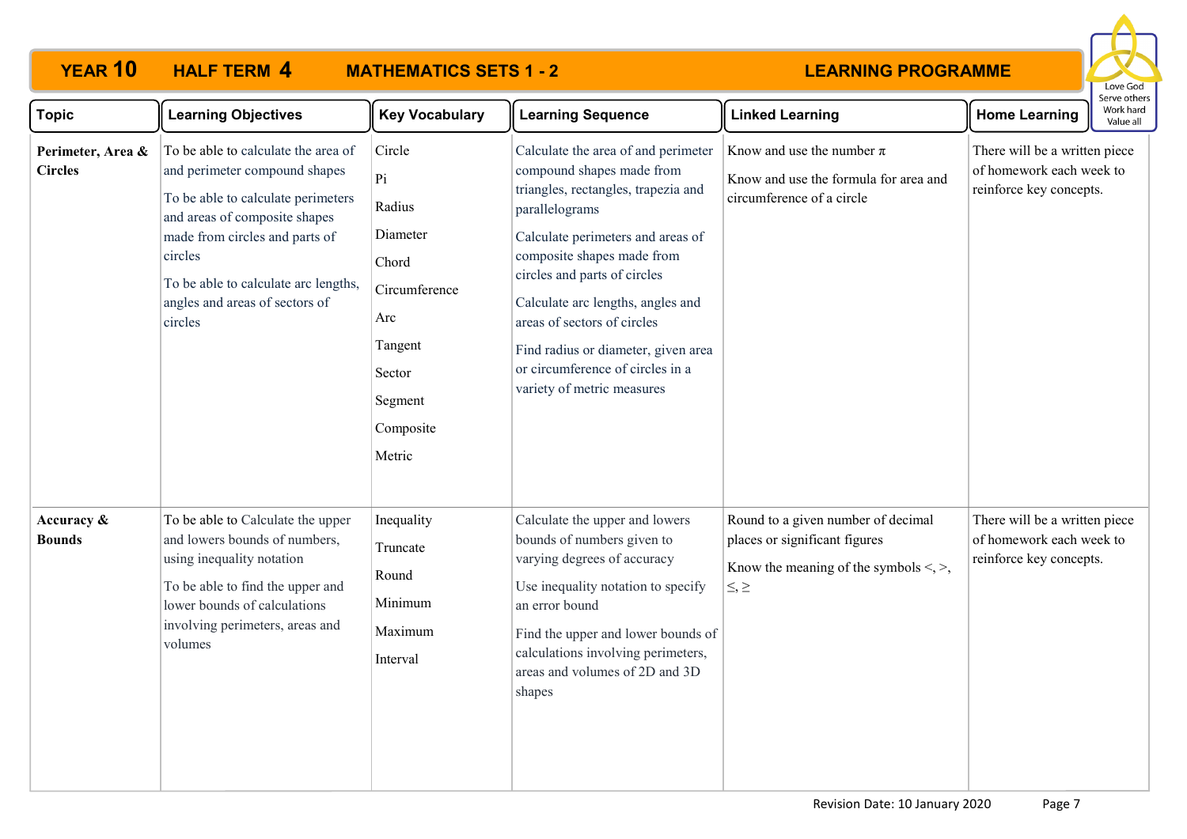# YEAR 10 HALF TERM 4 MATHEMATICS SETS 1 - 2 LEARNING PROGRAMME

Love God
Serve others
Work hard
Value all

| Topic | Learning Objectives | Key Vocabulary | Learning Sequence | Linked Learning | Home Learning |
|---|---|---|---|---|---|
| **Perimeter, Area & Circles** | To be able to calculate the area of and perimeter compound shapes<br><br>To be able to calculate perimeters and areas of composite shapes made from circles and parts of circles<br><br>To be able to calculate arc lengths, angles and areas of sectors of circles | Circle<br>Pi<br>Radius<br>Diameter<br>Chord<br>Circumference<br>Arc<br>Tangent<br>Sector<br>Segment<br>Composite<br>Metric | Calculate the area of and perimeter compound shapes made from triangles, rectangles, trapezia and parallelograms<br><br>Calculate perimeters and areas of composite shapes made from circles and parts of circles<br><br>Calculate arc lengths, angles and areas of sectors of circles<br><br>Find radius or diameter, given area or circumference of circles in a variety of metric measures | Know and use the number $\pi$<br><br>Know and use the formula for area and circumference of a circle | There will be a written piece of homework each week to reinforce key concepts. |
| **Accuracy & Bounds** | To be able to Calculate the upper and lowers bounds of numbers, using inequality notation<br><br>To be able to find the upper and lower bounds of calculations involving perimeters, areas and volumes | Inequality<br>Truncate<br>Round<br>Minimum<br>Maximum<br>Interval | Calculate the upper and lowers bounds of numbers given to varying degrees of accuracy<br><br>Use inequality notation to specify an error bound<br><br>Find the upper and lower bounds of calculations involving perimeters, areas and volumes of 2D and 3D shapes | Round to a given number of decimal places or significant figures<br><br>Know the meaning of the symbols $<$, $>$, $\leq$, $\geq$ | There will be a written piece of homework each week to reinforce key concepts. |

Revision Date: 10 January 2020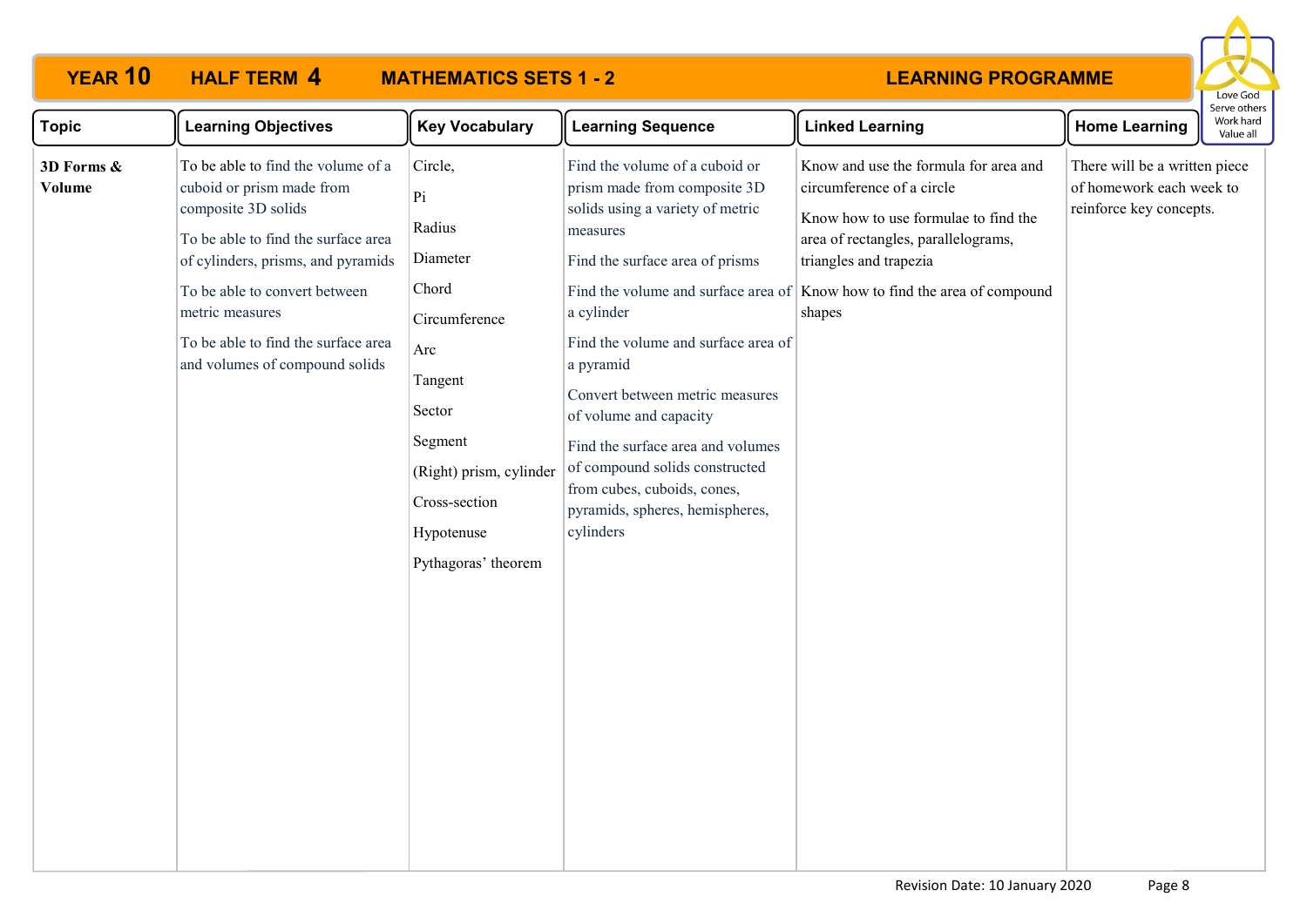# YEAR 10 HALF TERM 4 MATHEMATICS SETS 1 - 2 LEARNING PROGRAMME

| Topic | Learning Objectives | Key Vocabulary | Learning Sequence | Linked Learning | Home Learning |
|---|---|---|---|---|---|
| **3D Forms & Volume** | To be able to find the volume of a cuboid or prism made from composite 3D solids<br><br>To be able to find the surface area of cylinders, prisms, and pyramids<br><br>To be able to convert between metric measures<br><br>To be able to find the surface area and volumes of compound solids | Circle,<br>Pi<br>Radius<br>Diameter<br>Chord<br>Circumference<br>Arc<br>Tangent<br>Sector<br>Segment<br>(Right) prism, cylinder<br>Cross-section<br>Hypotenuse<br>Pythagoras' theorem | Find the volume of a cuboid or prism made from composite 3D solids using a variety of metric measures<br><br>Find the surface area of prisms<br><br>Find the volume and surface area of a cylinder<br><br>Find the volume and surface area of a pyramid<br><br>Convert between metric measures of volume and capacity<br><br>Find the surface area and volumes of compound solids constructed from cubes, cuboids, cones, pyramids, spheres, hemispheres, cylinders | Know and use the formula for area and circumference of a circle<br><br>Know how to use formulae to find the area of rectangles, parallelograms, triangles and trapezia<br><br>Know how to find the area of compound shapes | There will be a written piece of homework each week to reinforce key concepts. |

Revision Date: 10 January 2020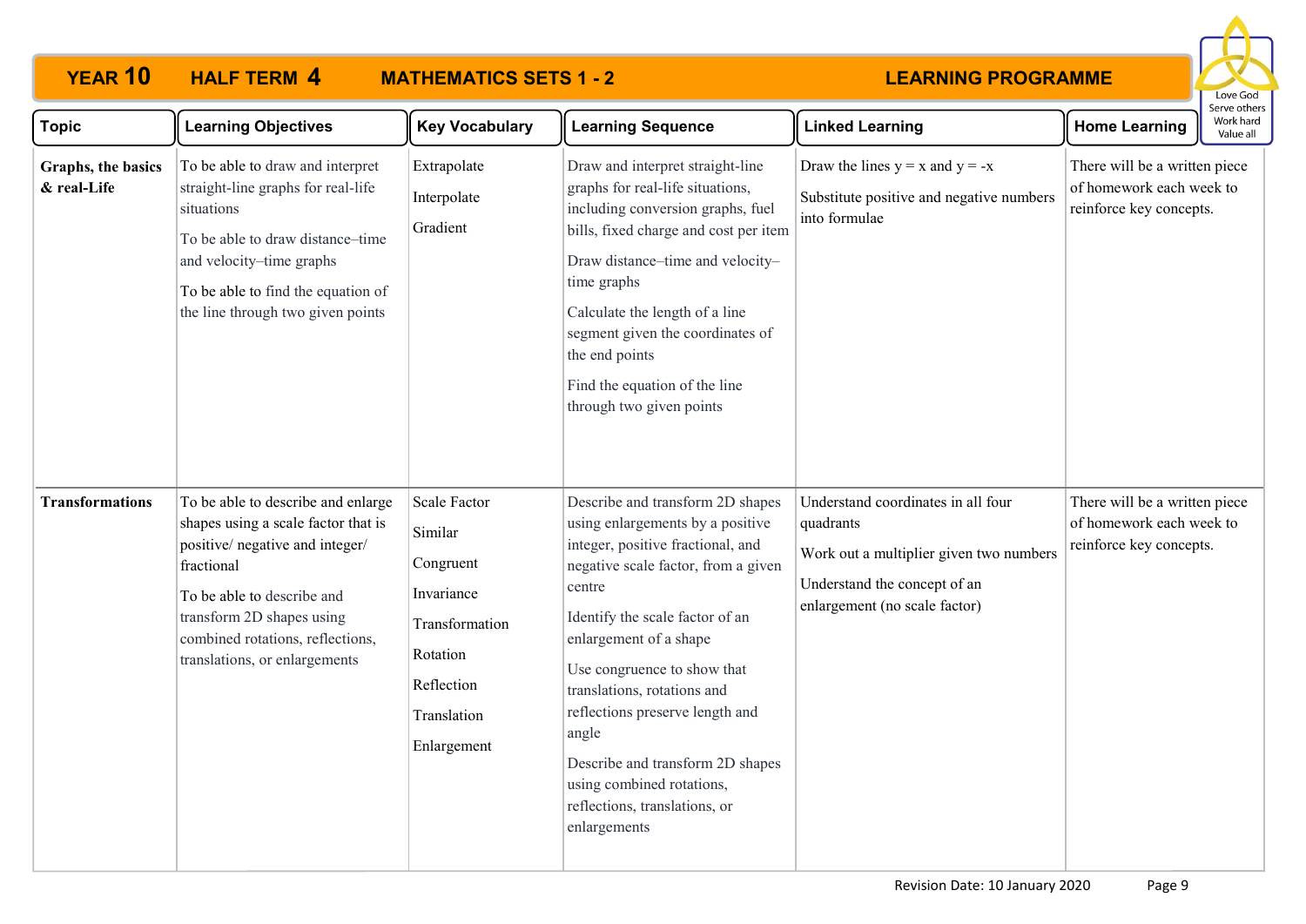# YEAR 10 HALF TERM 4 MATHEMATICS SETS 1 - 2 LEARNING PROGRAMME

| Topic | Learning Objectives | Key Vocabulary | Learning Sequence | Linked Learning | Home Learning |
|---|---|---|---|---|---|
| **Graphs, the basics & real-Life** | To be able to draw and interpret straight-line graphs for real-life situations<br><br>To be able to draw distance–time and velocity–time graphs<br><br>To be able to find the equation of the line through two given points | Extrapolate<br><br>Interpolate<br><br>Gradient | Draw and interpret straight-line graphs for real-life situations, including conversion graphs, fuel bills, fixed charge and cost per item<br><br>Draw distance–time and velocity–time graphs<br><br>Calculate the length of a line segment given the coordinates of the end points<br><br>Find the equation of the line through two given points | Draw the lines $y = x$ and $y = -x$<br><br>Substitute positive and negative numbers into formulae | There will be a written piece of homework each week to reinforce key concepts. |
| **Transformations** | To be able to describe and enlarge shapes using a scale factor that is positive/ negative and integer/ fractional<br><br>To be able to describe and transform 2D shapes using combined rotations, reflections, translations, or enlargements | Scale Factor<br><br>Similar<br><br>Congruent<br><br>Invariance<br><br>Transformation<br><br>Rotation<br><br>Reflection<br><br>Translation<br><br>Enlargement | Describe and transform 2D shapes using enlargements by a positive integer, positive fractional, and negative scale factor, from a given centre<br><br>Identify the scale factor of an enlargement of a shape<br><br>Use congruence to show that translations, rotations and reflections preserve length and angle<br><br>Describe and transform 2D shapes using combined rotations, reflections, translations, or enlargements | Understand coordinates in all four quadrants<br><br>Work out a multiplier given two numbers<br><br>Understand the concept of an enlargement (no scale factor) | There will be a written piece of homework each week to reinforce key concepts. |

Revision Date: 10 January 2020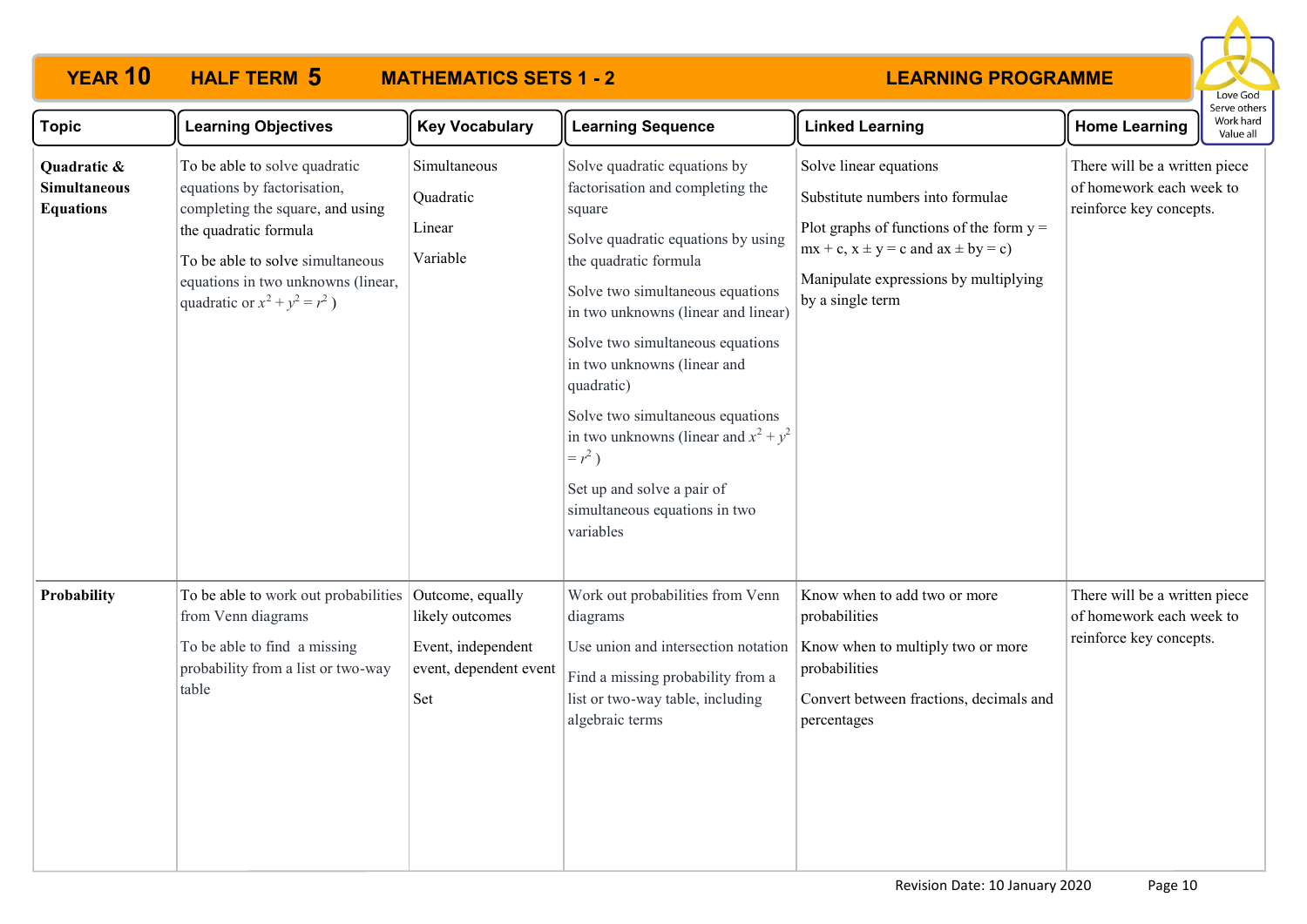# YEAR 10 HALF TERM 5 MATHEMATICS SETS 1 - 2 LEARNING PROGRAMME

Love God
Serve others
Work hard
Value all

| Topic | Learning Objectives | Key Vocabulary | Learning Sequence | Linked Learning | Home Learning |
|---|---|---|---|---|---|
| **Quadratic & Simultaneous Equations** | To be able to solve quadratic equations by factorisation, completing the square, and using the quadratic formula<br><br>To be able to solve simultaneous equations in two unknowns (linear, quadratic or $x^2 + y^2 = r^2$ ) | Simultaneous<br><br>Quadratic<br><br>Linear<br><br>Variable | Solve quadratic equations by factorisation and completing the square<br><br>Solve quadratic equations by using the quadratic formula<br><br>Solve two simultaneous equations in two unknowns (linear and linear)<br><br>Solve two simultaneous equations in two unknowns (linear and quadratic)<br><br>Solve two simultaneous equations in two unknowns (linear and $x^2 + y^2 = r^2$ )<br><br>Set up and solve a pair of simultaneous equations in two variables | Solve linear equations<br><br>Substitute numbers into formulae<br><br>Plot graphs of functions of the form y = mx + c, x ± y = c and ax ± by = c)<br><br>Manipulate expressions by multiplying by a single term | There will be a written piece of homework each week to reinforce key concepts. |
| **Probability** | To be able to work out probabilities from Venn diagrams<br><br>To be able to find a missing probability from a list or two-way table | Outcome, equally likely outcomes<br><br>Event, independent event, dependent event<br><br>Set | Work out probabilities from Venn diagrams<br><br>Use union and intersection notation<br><br>Find a missing probability from a list or two-way table, including algebraic terms | Know when to add two or more probabilities<br><br>Know when to multiply two or more probabilities<br><br>Convert between fractions, decimals and percentages | There will be a written piece of homework each week to reinforce key concepts. |

Revision Date: 10 January 2020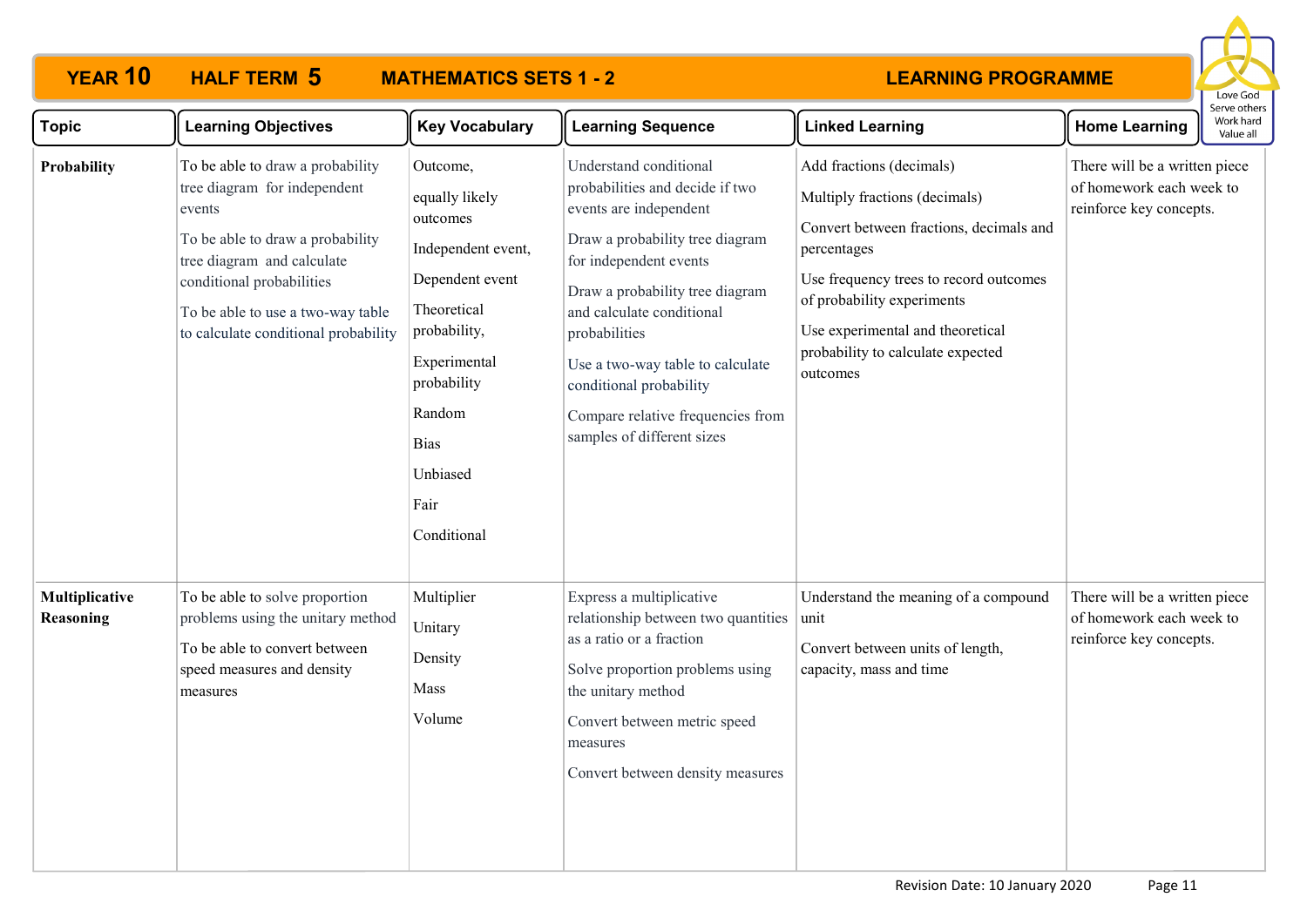# YEAR 10 HALF TERM 5 MATHEMATICS SETS 1 - 2 LEARNING PROGRAMME

Love God
Serve others
Work hard
Value all

| Topic | Learning Objectives | Key Vocabulary | Learning Sequence | Linked Learning | Home Learning |
|---|---|---|---|---|---|
| **Probability** | To be able to draw a probability tree diagram for independent events<br><br>To be able to draw a probability tree diagram and calculate conditional probabilities<br><br>To be able to use a two-way table to calculate conditional probability | Outcome,<br><br>equally likely outcomes<br><br>Independent event,<br><br>Dependent event<br><br>Theoretical probability,<br><br>Experimental probability<br><br>Random<br><br>Bias<br><br>Unbiased<br><br>Fair<br><br>Conditional | Understand conditional probabilities and decide if two events are independent<br><br>Draw a probability tree diagram for independent events<br><br>Draw a probability tree diagram and calculate conditional probabilities<br><br>Use a two-way table to calculate conditional probability<br><br>Compare relative frequencies from samples of different sizes | Add fractions (decimals)<br><br>Multiply fractions (decimals)<br><br>Convert between fractions, decimals and percentages<br><br>Use frequency trees to record outcomes of probability experiments<br><br>Use experimental and theoretical probability to calculate expected outcomes | There will be a written piece of homework each week to reinforce key concepts. |
| **Multiplicative Reasoning** | To be able to solve proportion problems using the unitary method<br><br>To be able to convert between speed measures and density measures | Multiplier<br><br>Unitary<br><br>Density<br><br>Mass<br><br>Volume | Express a multiplicative relationship between two quantities as a ratio or a fraction<br><br>Solve proportion problems using the unitary method<br><br>Convert between metric speed measures<br><br>Convert between density measures | Understand the meaning of a compound unit<br><br>Convert between units of length, capacity, mass and time | There will be a written piece of homework each week to reinforce key concepts. |

Revision Date: 10 January 2020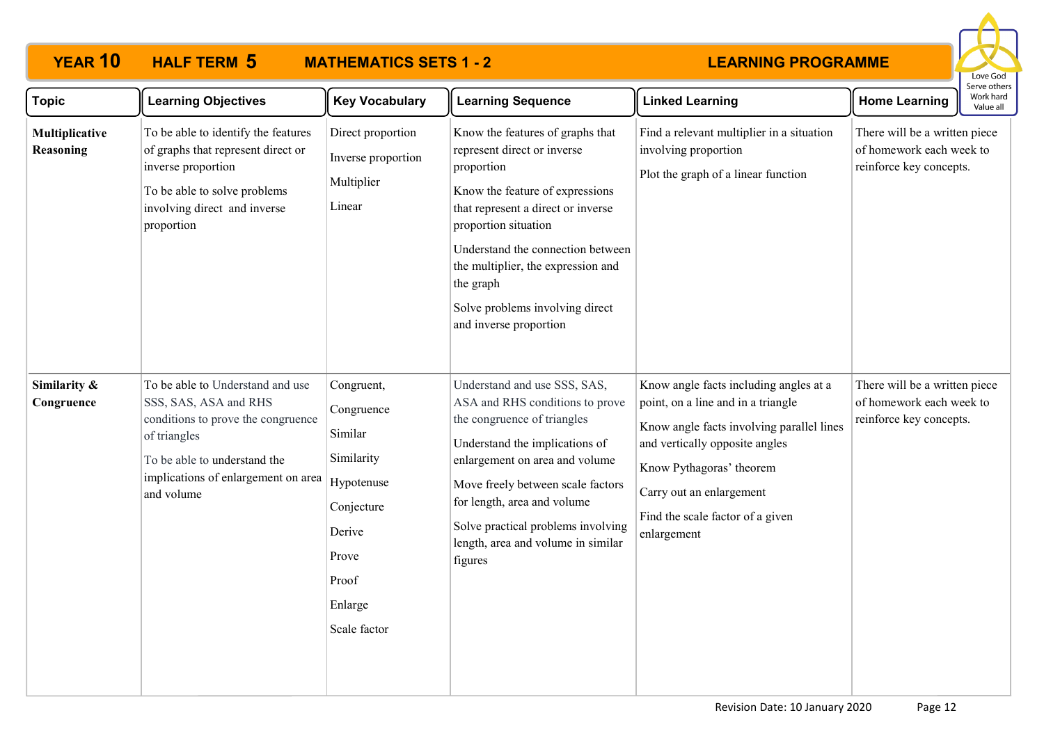# YEAR 10 HALF TERM 5 MATHEMATICS SETS 1 - 2 LEARNING PROGRAMME

| Topic | Learning Objectives | Key Vocabulary | Learning Sequence | Linked Learning | Home Learning |
|---|---|---|---|---|---|
| **Multiplicative Reasoning** | To be able to identify the features of graphs that represent direct or inverse proportion<br><br>To be able to solve problems involving direct and inverse proportion | Direct proportion<br><br>Inverse proportion<br><br>Multiplier<br><br>Linear | Know the features of graphs that represent direct or inverse proportion<br><br>Know the feature of expressions that represent a direct or inverse proportion situation<br><br>Understand the connection between the multiplier, the expression and the graph<br><br>Solve problems involving direct and inverse proportion | Find a relevant multiplier in a situation involving proportion<br><br>Plot the graph of a linear function | There will be a written piece of homework each week to reinforce key concepts. |
| **Similarity & Congruence** | To be able to Understand and use SSS, SAS, ASA and RHS conditions to prove the congruence of triangles<br><br>To be able to understand the implications of enlargement on area and volume | Congruent,<br><br>Congruence<br><br>Similar<br><br>Similarity<br><br>Hypotenuse<br><br>Conjecture<br><br>Derive<br><br>Prove<br><br>Proof<br><br>Enlarge<br><br>Scale factor | Understand and use SSS, SAS, ASA and RHS conditions to prove the congruence of triangles<br><br>Understand the implications of enlargement on area and volume<br><br>Move freely between scale factors for length, area and volume<br><br>Solve practical problems involving length, area and volume in similar figures | Know angle facts including angles at a point, on a line and in a triangle<br><br>Know angle facts involving parallel lines and vertically opposite angles<br><br>Know Pythagoras' theorem<br><br>Carry out an enlargement<br><br>Find the scale factor of a given enlargement | There will be a written piece of homework each week to reinforce key concepts. |

Revision Date: 10 January 2020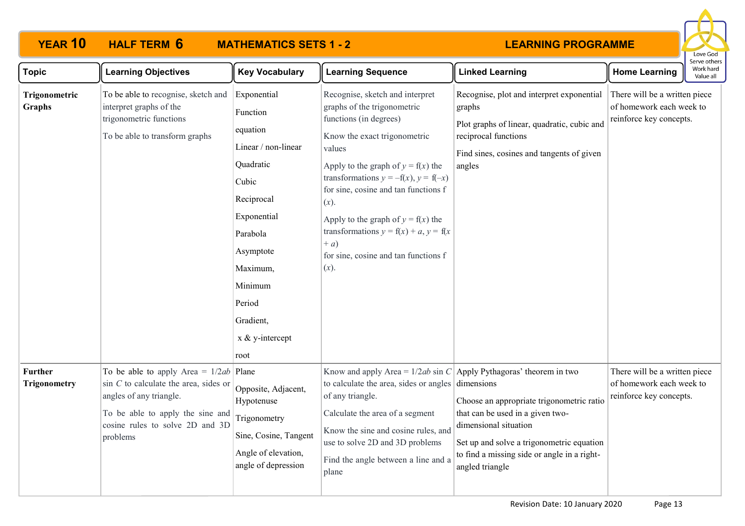# YEAR 10 HALF TERM 6 MATHEMATICS SETS 1 - 2 LEARNING PROGRAMME

| Topic | Learning Objectives | Key Vocabulary | Learning Sequence | Linked Learning | Home Learning |
|---|---|---|---|---|---|
| **Trigonometric Graphs** | To be able to recognise, sketch and interpret graphs of the trigonometric functions<br><br>To be able to transform graphs | Exponential<br>Function<br>equation<br>Linear / non-linear<br>Quadratic<br>Cubic<br>Reciprocal<br>Exponential<br>Parabola<br>Asymptote<br>Maximum,<br>Minimum<br>Period<br>Gradient,<br>x & y-intercept<br>root | Recognise, sketch and interpret graphs of the trigonometric functions (in degrees)<br><br>Know the exact trigonometric values<br><br>Apply to the graph of $y = f(x)$ the transformations $y = -f(x)$, $y = f(-x)$ for sine, cosine and tan functions $f(x)$.<br><br>Apply to the graph of $y = f(x)$ the transformations $y = f(x) + a$, $y = f(x + a)$ for sine, cosine and tan functions $f(x)$. | Recognise, plot and interpret exponential graphs<br><br>Plot graphs of linear, quadratic, cubic and reciprocal functions<br><br>Find sines, cosines and tangents of given angles | There will be a written piece of homework each week to reinforce key concepts. |
| **Further Trigonometry** | To be able to apply Area = $1/2ab \sin C$ to calculate the area, sides or angles of any triangle.<br><br>To be able to apply the sine and cosine rules to solve 2D and 3D problems | Plane<br>Opposite, Adjacent, Hypotenuse<br>Trigonometry<br>Sine, Cosine, Tangent<br>Angle of elevation, angle of depression | Know and apply Area = $1/2ab \sin C$ to calculate the area, sides or angles of any triangle.<br><br>Calculate the area of a segment<br><br>Know the sine and cosine rules, and use to solve 2D and 3D problems<br><br>Find the angle between a line and a plane | Apply Pythagoras' theorem in two dimensions<br><br>Choose an appropriate trigonometric ratio that can be used in a given two-dimensional situation<br><br>Set up and solve a trigonometric equation to find a missing side or angle in a right-angled triangle | There will be a written piece of homework each week to reinforce key concepts. |

Revision Date: 10 January 2020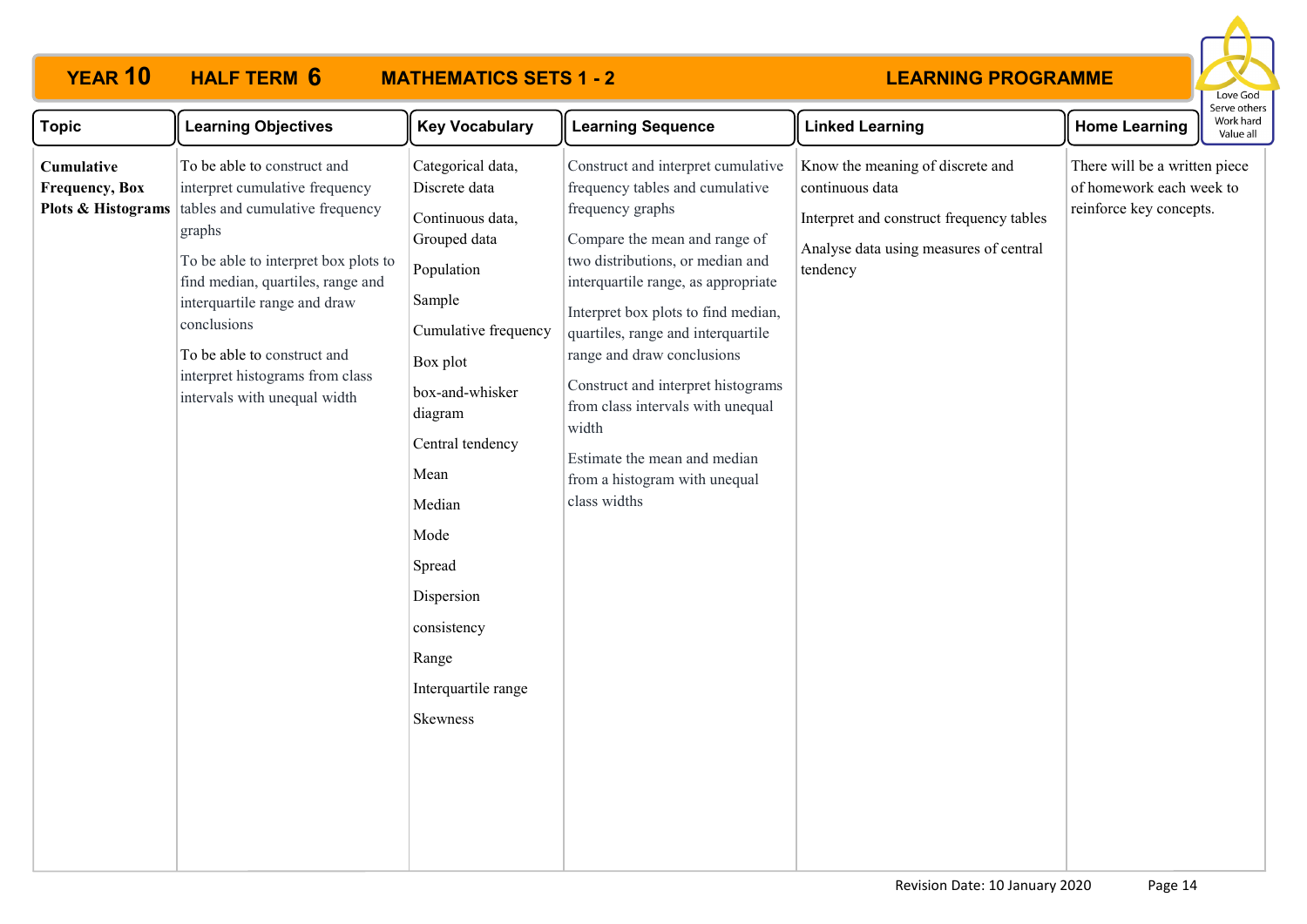# YEAR 10 HALF TERM 6 MATHEMATICS SETS 1 - 2 LEARNING PROGRAMME

| Topic | Learning Objectives | Key Vocabulary | Learning Sequence | Linked Learning | Home Learning |
|---|---|---|---|---|---|
| **Cumulative Frequency, Box Plots & Histograms** | To be able to construct and interpret cumulative frequency tables and cumulative frequency graphs<br><br>To be able to interpret box plots to find median, quartiles, range and interquartile range and draw conclusions<br><br>To be able to construct and interpret histograms from class intervals with unequal width | Categorical data, Discrete data<br><br>Continuous data, Grouped data<br><br>Population<br><br>Sample<br><br>Cumulative frequency<br><br>Box plot<br><br>box-and-whisker diagram<br><br>Central tendency<br><br>Mean<br><br>Median<br><br>Mode<br><br>Spread<br><br>Dispersion<br><br>consistency<br><br>Range<br><br>Interquartile range<br><br>Skewness | Construct and interpret cumulative frequency tables and cumulative frequency graphs<br><br>Compare the mean and range of two distributions, or median and interquartile range, as appropriate<br><br>Interpret box plots to find median, quartiles, range and interquartile range and draw conclusions<br><br>Construct and interpret histograms from class intervals with unequal width<br><br>Estimate the mean and median from a histogram with unequal class widths | Know the meaning of discrete and continuous data<br><br>Interpret and construct frequency tables<br><br>Analyse data using measures of central tendency | There will be a written piece of homework each week to reinforce key concepts. |

Revision Date: 10 January 2020